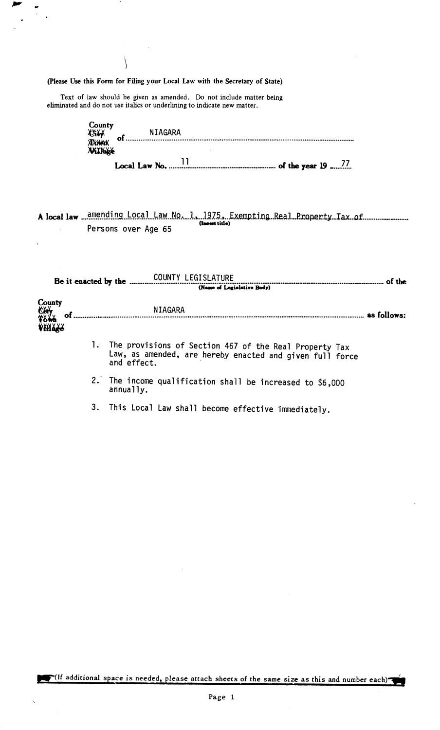(Please Use this Form for Filing your Local Law with the Secretary of State)

Text of law should be given as amended. Do not include matter being eliminated and do not use italics or underlining to indicate new matter.

County ~~City~~ ~~Town~~ ~~Village~~ of NIAGARA

Local Law No. 11 of the year 19 77

A local law amending Local Law No. 1, 1975, Exempting Real Property Tax of Persons over Age 65
(Insert title)

Be it enacted by the COUNTY LEGISLATURE of the
(Name of Legislative Body)

County ~~City~~ ~~Town~~ ~~Village~~ of NIAGARA as follows:

1. The provisions of Section 467 of the Real Property Tax Law, as amended, are hereby enacted and given full force and effect.

2. The income qualification shall be increased to $6,000 annually.

3. This Local Law shall become effective immediately.

(If additional space is needed, please attach sheets of the same size as this and number each)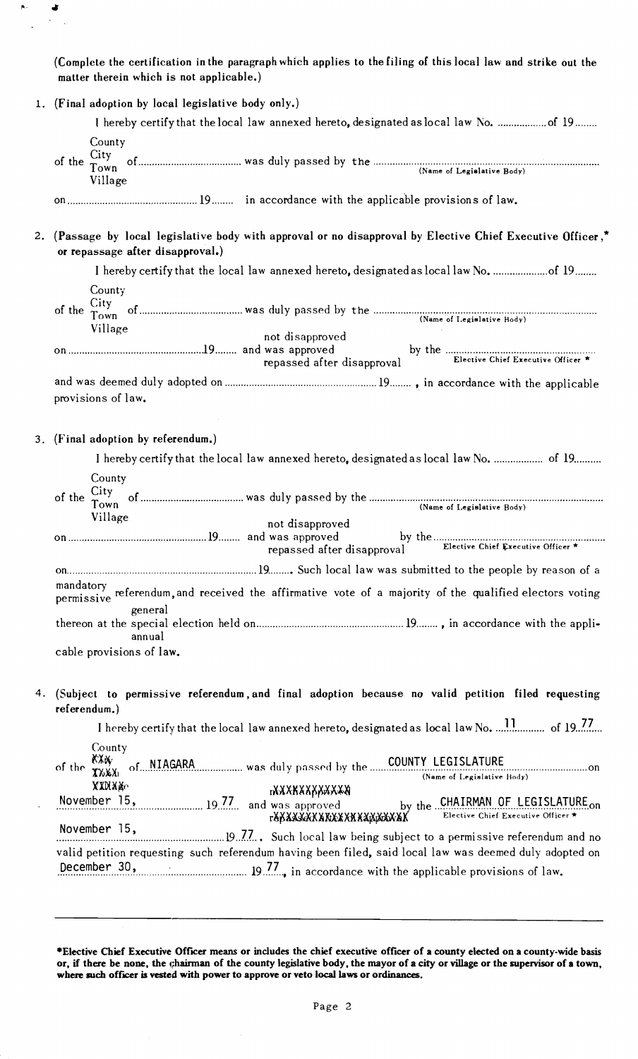(Complete the certification in the paragraph which applies to the filing of this local law and strike out the matter therein which is not applicable.)

1. (Final adoption by local legislative body only.)

I hereby certify that the local law annexed hereto, designated as local law No. ................. of 19........

of the County / City / Town / Village of ..................................... was duly passed by the ................................................................ (Name of Legislative Body)

on ............................................... 19........ in accordance with the applicable provisions of law.

2. (Passage by local legislative body with approval or no disapproval by Elective Chief Executive Officer,* or repassage after disapproval.)

I hereby certify that the local law annexed hereto, designated as local law No. .................... of 19........

of the County / City / Town / Village of ..................................... was duly passed by the ................................................................ (Name of Legislative Body)

on ................................................ 19........ and was not disapproved / approved / repassed after disapproval by the ...................................................... Elective Chief Executive Officer *

and was deemed duly adopted on ....................................................... 19........ , in accordance with the applicable provisions of law.

3. (Final adoption by referendum.)

I hereby certify that the local law annexed hereto, designated as local law No. ................. of 19..........

of the County / City / Town / Village of ..................................... was duly passed by the ................................................................ (Name of Legislative Body)

on ................................................ 19........ and was not disapproved / approved / repassed after disapproval by the ...................................................... Elective Chief Executive Officer *

on ....................................................................... 19........ Such local law was submitted to the people by reason of a mandatory / permissive referendum, and received the affirmative vote of a majority of the qualified electors voting thereon at the general / special / annual election held on ...................................................... 19........ , in accordance with the applicable provisions of law.

4. (Subject to permissive referendum, and final adoption because no valid petition filed requesting referendum.)

I hereby certify that the local law annexed hereto, designated as local law No. ...11........... of 19..77....

of the County ~~City~~ ~~Town~~ ~~Village~~ of ...NIAGARA................ was duly passed by the .....COUNTY LEGISLATURE..................................... (Name of Legislative Body) on

November 15, ........................ 19.77.. and was ~~not disapproved~~ approved ~~repassed after disapproval~~ by the ...CHAIRMAN OF LEGISLATURE... Elective Chief Executive Officer * on

November 15, ............................................ 19..77.. Such local law being subject to a permissive referendum and no valid petition requesting such referendum having been filed, said local law was deemed duly adopted on December 30, ........................................ 19..77.., in accordance with the applicable provisions of law.

---

*Elective Chief Executive Officer means or includes the chief executive officer of a county elected on a county-wide basis or, if there be none, the chairman of the county legislative body, the mayor of a city or village or the supervisor of a town, where such officer is vested with power to approve or veto local laws or ordinances.**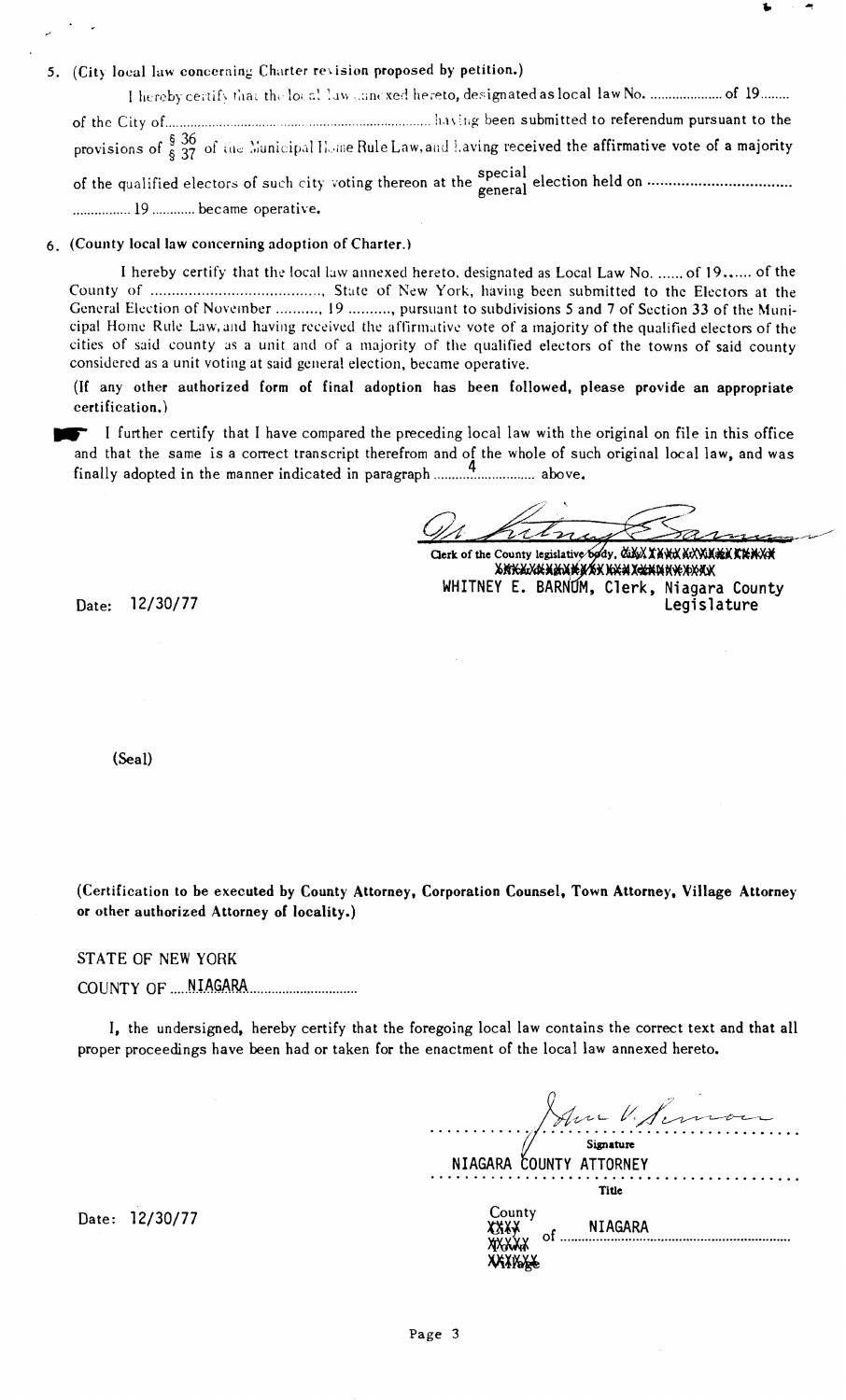5. **(City local law concerning Charter revision proposed by petition.)**

I hereby certify that the local law annexed hereto, designated as local law No. .................... of 19........ of the City of ........................................................................ having been submitted to referendum pursuant to the provisions of § 36 / § 37 of the Municipal Home Rule Law, and having received the affirmative vote of a majority of the qualified electors of such city voting thereon at the special / general election held on .................................. ................ 19 ............ became operative.

6. **(County local law concerning adoption of Charter.)**

I hereby certify that the local law annexed hereto, designated as Local Law No. ...... of 19...... of the County of ........................................, State of New York, having been submitted to the Electors at the General Election of November .........., 19 .........., pursuant to subdivisions 5 and 7 of Section 33 of the Municipal Home Rule Law, and having received the affirmative vote of a majority of the qualified electors of the cities of said county as a unit and of a majority of the qualified electors of the towns of said county considered as a unit voting at said general election, became operative.

**(If any other authorized form of final adoption has been followed, please provide an appropriate certification.)**

I further certify that I have compared the preceding local law with the original on file in this office and that the same is a correct transcript therefrom and of the whole of such original local law, and was finally adopted in the manner indicated in paragraph ..........4.......... above.

Whitney E. Barnum

Clerk of the County legislative body, ~~City, Town or Village Clerk or officer designated by local legislative body~~

WHITNEY E. BARNUM, Clerk, Niagara County Legislature

Date: 12/30/77

(Seal)

**(Certification to be executed by County Attorney, Corporation Counsel, Town Attorney, Village Attorney or other authorized Attorney of locality.)**

STATE OF NEW YORK

COUNTY OF .....NIAGARA.............................

**I,** the undersigned, hereby certify that the foregoing local law contains the correct text and that all proper proceedings have been had or taken for the enactment of the local law annexed hereto.

Signature

NIAGARA COUNTY ATTORNEY

Title

Date: 12/30/77

County ~~City~~ ~~Town~~ ~~Village~~ of ......NIAGARA......